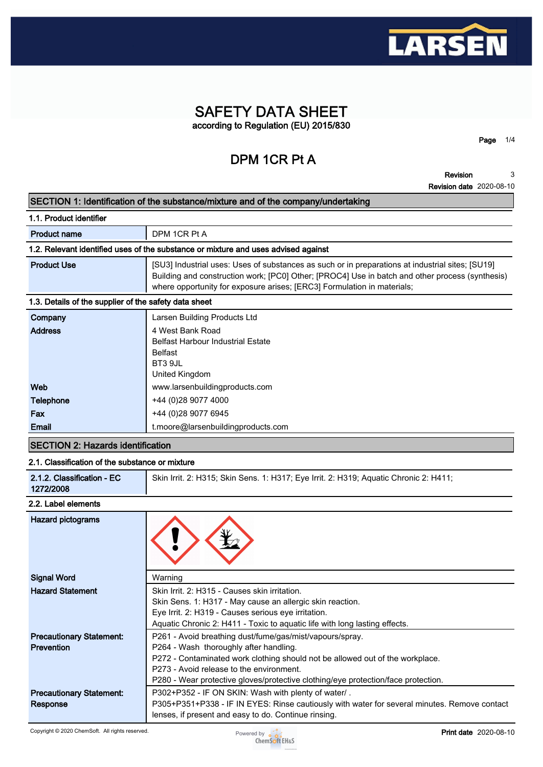# SAFETY DATA SHEET

according to Regulation (EU) 2015/830

## DPM 1CR Pt A

**Revision** 3
**Revision date** 2020-08-10

## SECTION 1: Identification of the substance/mixture and of the company/undertaking

### 1.1. Product identifier

| | |
|---|---|
| **Product name** | DPM 1CR Pt A |

### 1.2. Relevant identified uses of the substance or mixture and uses advised against

| | |
|---|---|
| **Product Use** | [SU3] Industrial uses: Uses of substances as such or in preparations at industrial sites; [SU19] Building and construction work; [PC0] Other; [PROC4] Use in batch and other process (synthesis) where opportunity for exposure arises; [ERC3] Formulation in materials; |

### 1.3. Details of the supplier of the safety data sheet

| | |
|---|---|
| **Company** | Larsen Building Products Ltd |
| **Address** | 4 West Bank Road<br>Belfast Harbour Industrial Estate<br>Belfast<br>BT3 9JL<br>United Kingdom |
| **Web** | www.larsenbuildingproducts.com |
| **Telephone** | +44 (0)28 9077 4000 |
| **Fax** | +44 (0)28 9077 6945 |
| **Email** | t.moore@larsenbuildingproducts.com |

## SECTION 2: Hazards identification

### 2.1. Classification of the substance or mixture

| | |
|---|---|
| **2.1.2. Classification - EC 1272/2008** | Skin Irrit. 2: H315; Skin Sens. 1: H317; Eye Irrit. 2: H319; Aquatic Chronic 2: H411; |

### 2.2. Label elements

| | |
|---|---|
| **Hazard pictograms** | |
| **Signal Word** | Warning |
| **Hazard Statement** | Skin Irrit. 2: H315 - Causes skin irritation.<br>Skin Sens. 1: H317 - May cause an allergic skin reaction.<br>Eye Irrit. 2: H319 - Causes serious eye irritation.<br>Aquatic Chronic 2: H411 - Toxic to aquatic life with long lasting effects. |
| **Precautionary Statement: Prevention** | P261 - Avoid breathing dust/fume/gas/mist/vapours/spray.<br>P264 - Wash thoroughly after handling.<br>P272 - Contaminated work clothing should not be allowed out of the workplace.<br>P273 - Avoid release to the environment.<br>P280 - Wear protective gloves/protective clothing/eye protection/face protection. |
| **Precautionary Statement: Response** | P302+P352 - IF ON SKIN: Wash with plenty of water/ .<br>P305+P351+P338 - IF IN EYES: Rinse cautiously with water for several minutes. Remove contact lenses, if present and easy to do. Continue rinsing. |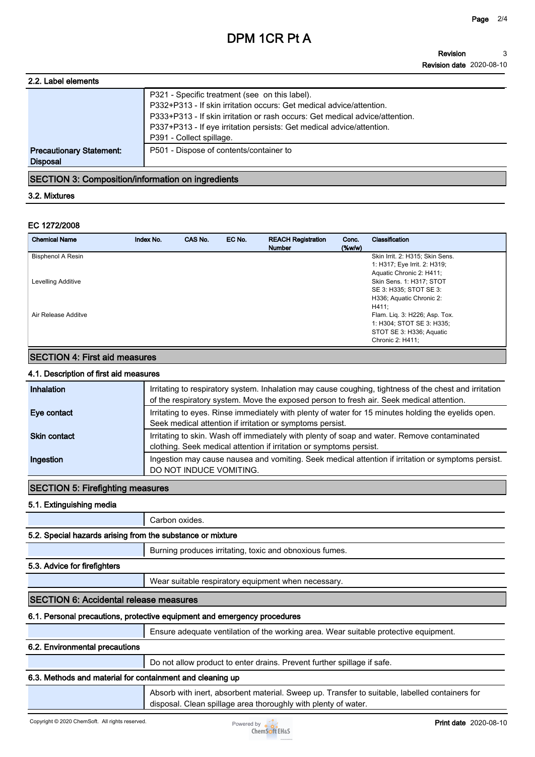# DPM 1CR Pt A

**Revision** 3
**Revision date** 2020-08-10

### 2.2. Label elements

| | |
|---|---|
| | P321 - Specific treatment (see on this label).<br>P332+P313 - If skin irritation occurs: Get medical advice/attention.<br>P333+P313 - If skin irritation or rash occurs: Get medical advice/attention.<br>P337+P313 - If eye irritation persists: Get medical advice/attention.<br>P391 - Collect spillage. |
| **Precautionary Statement: Disposal** | P501 - Dispose of contents/container to |

## SECTION 3: Composition/information on ingredients

### 3.2. Mixtures

#### EC 1272/2008

| Chemical Name | Index No. | CAS No. | EC No. | REACH Registration Number | Conc. (%w/w) | Classification |
|---|---|---|---|---|---|---|
| Bisphenol A Resin | | | | | | Skin Irrit. 2: H315; Skin Sens. 1: H317; Eye Irrit. 2: H319; Aquatic Chronic 2: H411; |
| Levelling Additive | | | | | | Skin Sens. 1: H317; STOT SE 3: H335; STOT SE 3: H336; Aquatic Chronic 2: H411; |
| Air Release Additve | | | | | | Flam. Liq. 3: H226; Asp. Tox. 1: H304; STOT SE 3: H335; STOT SE 3: H336; Aquatic Chronic 2: H411; |

## SECTION 4: First aid measures

### 4.1. Description of first aid measures

| | |
|---|---|
| **Inhalation** | Irritating to respiratory system. Inhalation may cause coughing, tightness of the chest and irritation of the respiratory system. Move the exposed person to fresh air. Seek medical attention. |
| **Eye contact** | Irritating to eyes. Rinse immediately with plenty of water for 15 minutes holding the eyelids open. Seek medical attention if irritation or symptoms persist. |
| **Skin contact** | Irritating to skin. Wash off immediately with plenty of soap and water. Remove contaminated clothing. Seek medical attention if irritation or symptoms persist. |
| **Ingestion** | Ingestion may cause nausea and vomiting. Seek medical attention if irritation or symptoms persist. DO NOT INDUCE VOMITING. |

## SECTION 5: Firefighting measures

### 5.1. Extinguishing media

Carbon oxides.

### 5.2. Special hazards arising from the substance or mixture

Burning produces irritating, toxic and obnoxious fumes.

### 5.3. Advice for firefighters

Wear suitable respiratory equipment when necessary.

## SECTION 6: Accidental release measures

### 6.1. Personal precautions, protective equipment and emergency procedures

Ensure adequate ventilation of the working area. Wear suitable protective equipment.

### 6.2. Environmental precautions

Do not allow product to enter drains. Prevent further spillage if safe.

### 6.3. Methods and material for containment and cleaning up

Absorb with inert, absorbent material. Sweep up. Transfer to suitable, labelled containers for disposal. Clean spillage area thoroughly with plenty of water.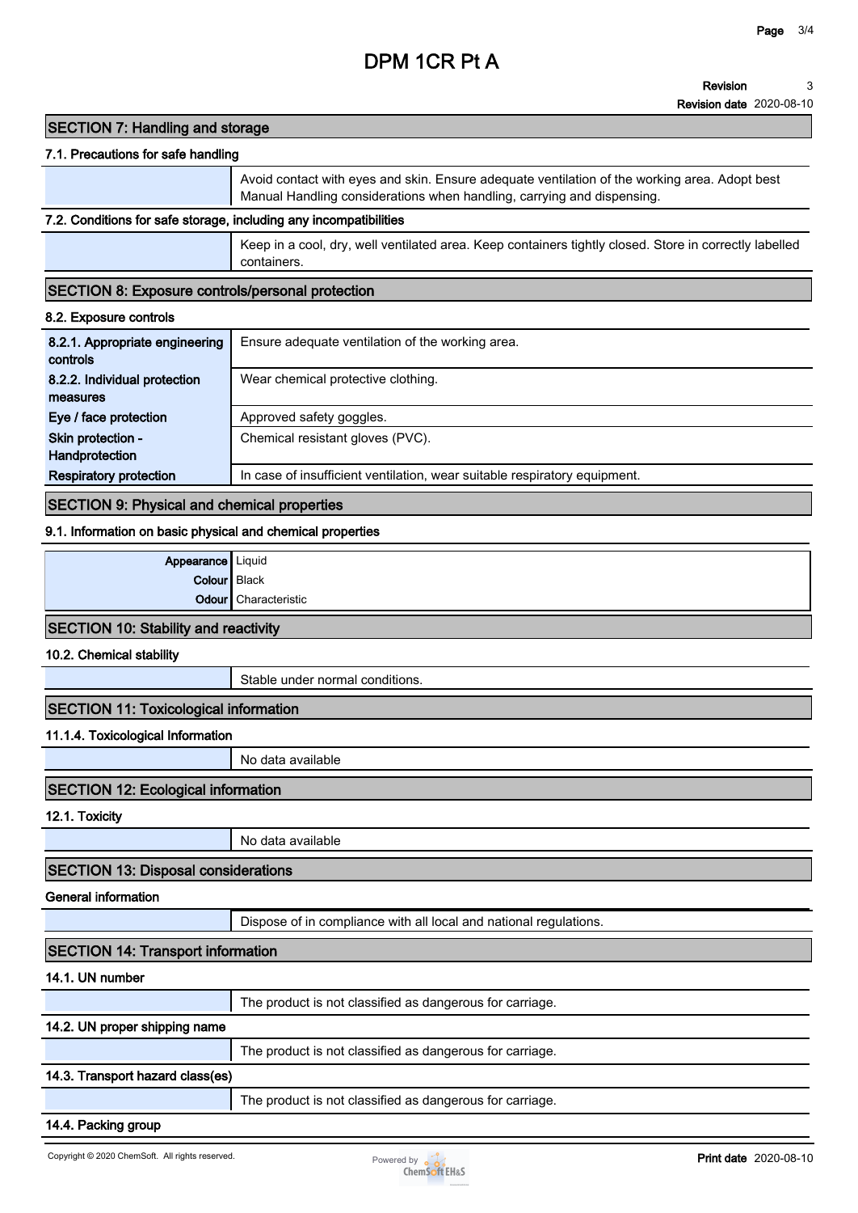## SECTION 7: Handling and storage

### 7.1. Precautions for safe handling

| | |
|---|---|
| | Avoid contact with eyes and skin. Ensure adequate ventilation of the working area. Adopt best Manual Handling considerations when handling, carrying and dispensing. |

### 7.2. Conditions for safe storage, including any incompatibilities

| | |
|---|---|
| | Keep in a cool, dry, well ventilated area. Keep containers tightly closed. Store in correctly labelled containers. |

## SECTION 8: Exposure controls/personal protection

### 8.2. Exposure controls

| | |
|---|---|
| **8.2.1. Appropriate engineering controls** | Ensure adequate ventilation of the working area. |
| **8.2.2. Individual protection measures** | Wear chemical protective clothing. |
| **Eye / face protection** | Approved safety goggles. |
| **Skin protection - Handprotection** | Chemical resistant gloves (PVC). |
| **Respiratory protection** | In case of insufficient ventilation, wear suitable respiratory equipment. |

## SECTION 9: Physical and chemical properties

### 9.1. Information on basic physical and chemical properties

| | |
|---|---|
| **Appearance** | Liquid |
| **Colour** | Black |
| **Odour** | Characteristic |

## SECTION 10: Stability and reactivity

### 10.2. Chemical stability

| | |
|---|---|
| | Stable under normal conditions. |

## SECTION 11: Toxicological information

### 11.1.4. Toxicological Information

| | |
|---|---|
| | No data available |

## SECTION 12: Ecological information

### 12.1. Toxicity

| | |
|---|---|
| | No data available |

## SECTION 13: Disposal considerations

### General information

| | |
|---|---|
| | Dispose of in compliance with all local and national regulations. |

## SECTION 14: Transport information

### 14.1. UN number

| | |
|---|---|
| | The product is not classified as dangerous for carriage. |

### 14.2. UN proper shipping name

| | |
|---|---|
| | The product is not classified as dangerous for carriage. |

### 14.3. Transport hazard class(es)

| | |
|---|---|
| | The product is not classified as dangerous for carriage. |

### 14.4. Packing group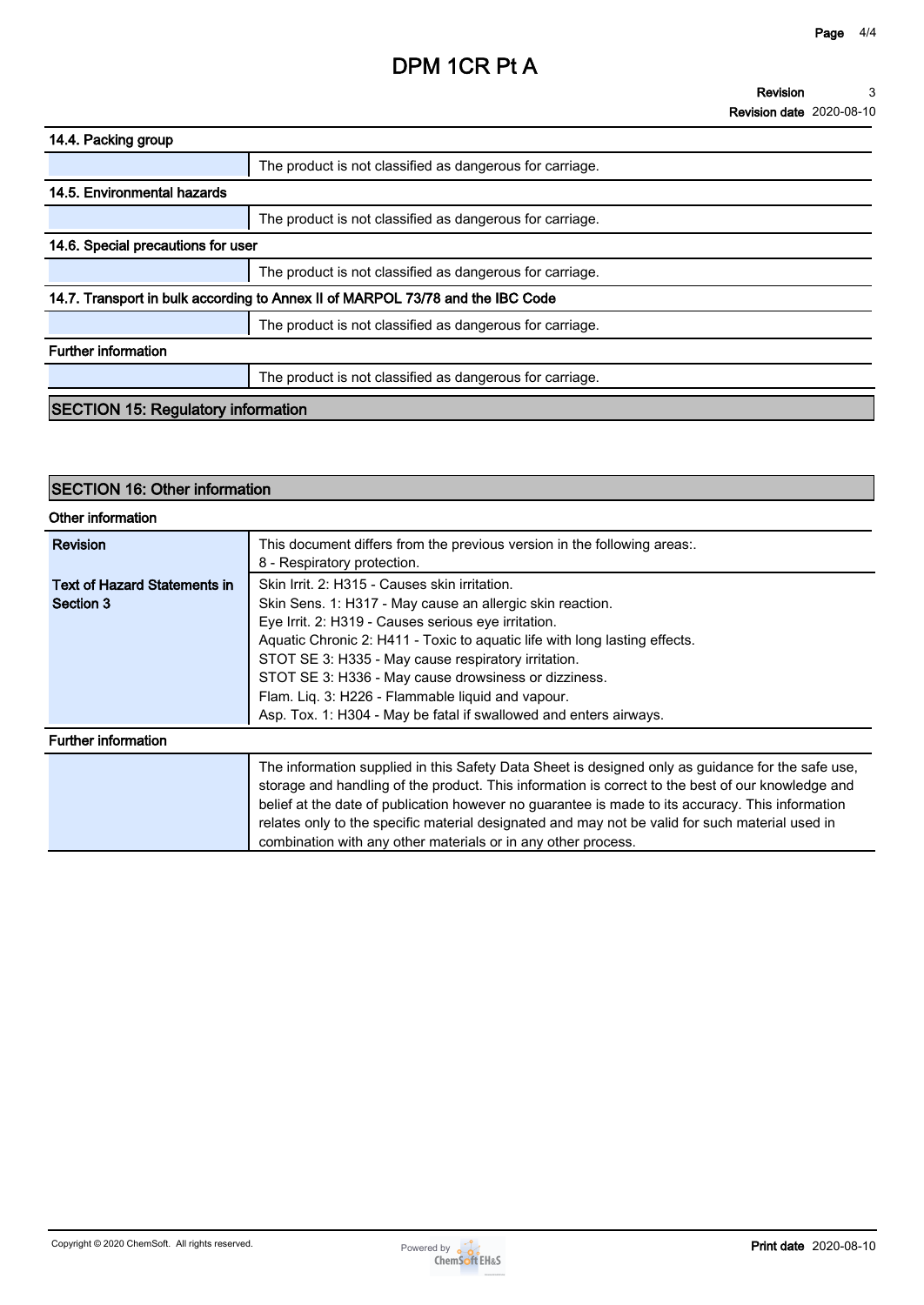#### 14.4. Packing group

| | |
|---|---|
| | The product is not classified as dangerous for carriage. |

#### 14.5. Environmental hazards

| | |
|---|---|
| | The product is not classified as dangerous for carriage. |

#### 14.6. Special precautions for user

| | |
|---|---|
| | The product is not classified as dangerous for carriage. |

#### 14.7. Transport in bulk according to Annex II of MARPOL 73/78 and the IBC Code

| | |
|---|---|
| | The product is not classified as dangerous for carriage. |

#### Further information

| | |
|---|---|
| | The product is not classified as dangerous for carriage. |

## SECTION 15: Regulatory information

## SECTION 16: Other information

#### Other information

| | |
|---|---|
| **Revision** | This document differs from the previous version in the following areas:.<br>8 - Respiratory protection. |
| **Text of Hazard Statements in Section 3** | Skin Irrit. 2: H315 - Causes skin irritation.<br>Skin Sens. 1: H317 - May cause an allergic skin reaction.<br>Eye Irrit. 2: H319 - Causes serious eye irritation.<br>Aquatic Chronic 2: H411 - Toxic to aquatic life with long lasting effects.<br>STOT SE 3: H335 - May cause respiratory irritation.<br>STOT SE 3: H336 - May cause drowsiness or dizziness.<br>Flam. Liq. 3: H226 - Flammable liquid and vapour.<br>Asp. Tox. 1: H304 - May be fatal if swallowed and enters airways. |

#### Further information

| | |
|---|---|
| | The information supplied in this Safety Data Sheet is designed only as guidance for the safe use, storage and handling of the product. This information is correct to the best of our knowledge and belief at the date of publication however no guarantee is made to its accuracy. This information relates only to the specific material designated and may not be valid for such material used in combination with any other materials or in any other process. |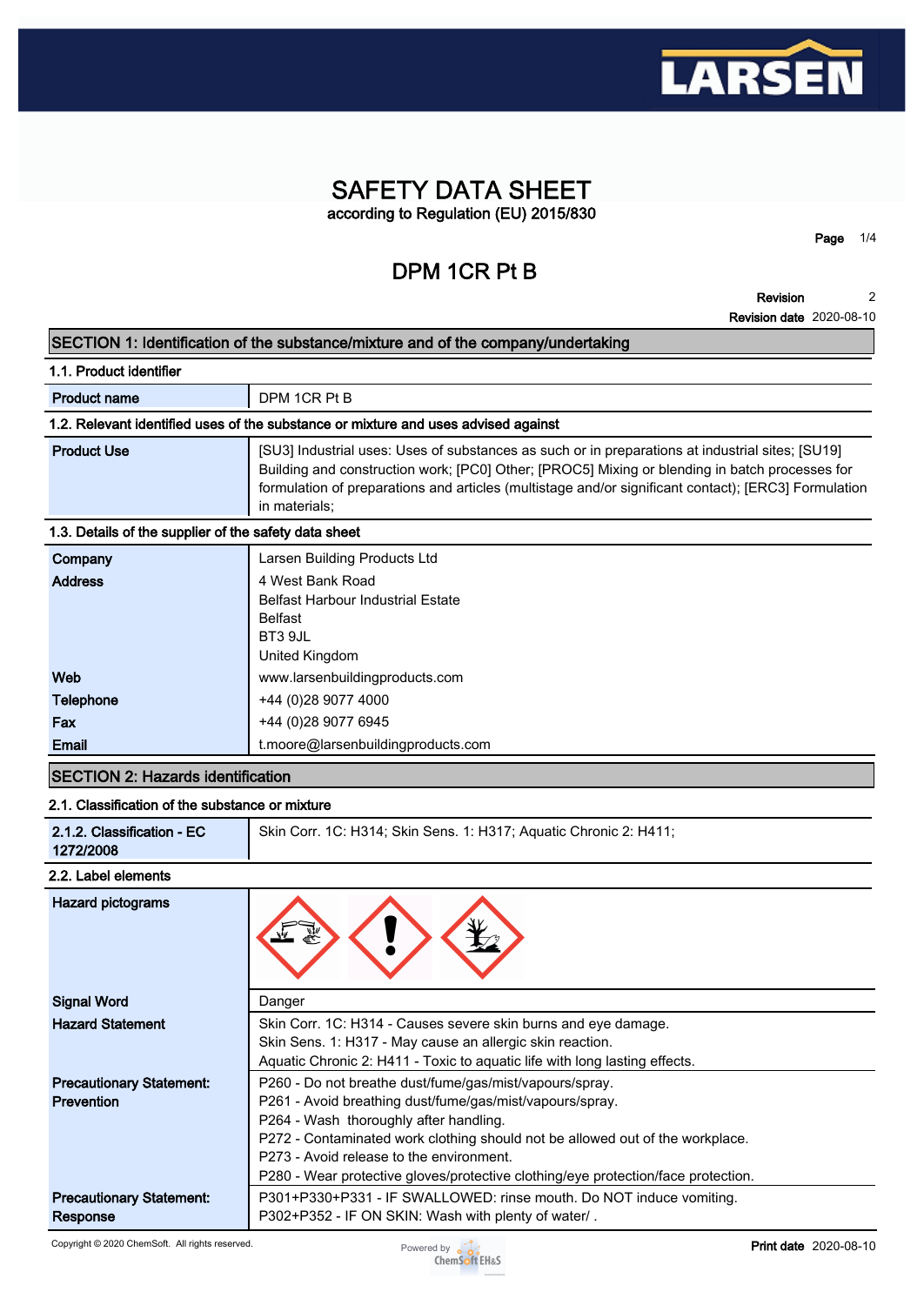# SAFETY DATA SHEET

according to Regulation (EU) 2015/830

## DPM 1CR Pt B

**Revision** 2

**Revision date** 2020-08-10

## SECTION 1: Identification of the substance/mixture and of the company/undertaking

### 1.1. Product identifier

| | |
|---|---|
| **Product name** | DPM 1CR Pt B |

### 1.2. Relevant identified uses of the substance or mixture and uses advised against

| | |
|---|---|
| **Product Use** | [SU3] Industrial uses: Uses of substances as such or in preparations at industrial sites; [SU19] Building and construction work; [PC0] Other; [PROC5] Mixing or blending in batch processes for formulation of preparations and articles (multistage and/or significant contact); [ERC3] Formulation in materials; |

### 1.3. Details of the supplier of the safety data sheet

| | |
|---|---|
| **Company** | Larsen Building Products Ltd |
| **Address** | 4 West Bank Road<br>Belfast Harbour Industrial Estate<br>Belfast<br>BT3 9JL<br>United Kingdom |
| **Web** | www.larsenbuildingproducts.com |
| **Telephone** | +44 (0)28 9077 4000 |
| **Fax** | +44 (0)28 9077 6945 |
| **Email** | t.moore@larsenbuildingproducts.com |

## SECTION 2: Hazards identification

### 2.1. Classification of the substance or mixture

| | |
|---|---|
| **2.1.2. Classification - EC 1272/2008** | Skin Corr. 1C: H314; Skin Sens. 1: H317; Aquatic Chronic 2: H411; |

### 2.2. Label elements

| | |
|---|---|
| **Hazard pictograms** | |
| **Signal Word** | Danger |
| **Hazard Statement** | Skin Corr. 1C: H314 - Causes severe skin burns and eye damage.<br>Skin Sens. 1: H317 - May cause an allergic skin reaction.<br>Aquatic Chronic 2: H411 - Toxic to aquatic life with long lasting effects. |
| **Precautionary Statement: Prevention** | P260 - Do not breathe dust/fume/gas/mist/vapours/spray.<br>P261 - Avoid breathing dust/fume/gas/mist/vapours/spray.<br>P264 - Wash thoroughly after handling.<br>P272 - Contaminated work clothing should not be allowed out of the workplace.<br>P273 - Avoid release to the environment.<br>P280 - Wear protective gloves/protective clothing/eye protection/face protection. |
| **Precautionary Statement: Response** | P301+P330+P331 - IF SWALLOWED: rinse mouth. Do NOT induce vomiting.<br>P302+P352 - IF ON SKIN: Wash with plenty of water/ . |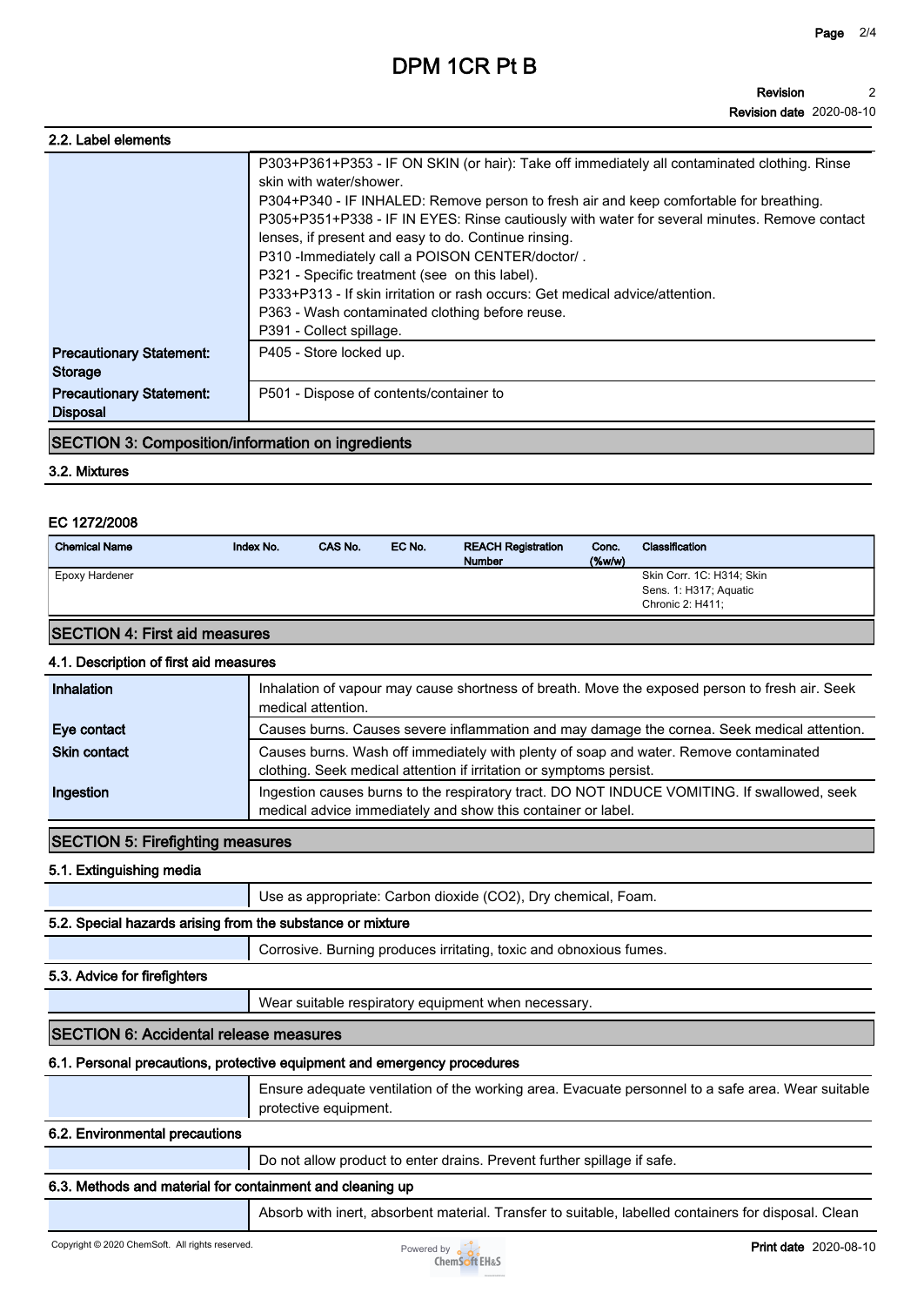### 2.2. Label elements

| | |
|---|---|
| | P303+P361+P353 - IF ON SKIN (or hair): Take off immediately all contaminated clothing. Rinse skin with water/shower.<br>P304+P340 - IF INHALED: Remove person to fresh air and keep comfortable for breathing.<br>P305+P351+P338 - IF IN EYES: Rinse cautiously with water for several minutes. Remove contact lenses, if present and easy to do. Continue rinsing.<br>P310 -Immediately call a POISON CENTER/doctor/ .<br>P321 - Specific treatment (see on this label).<br>P333+P313 - If skin irritation or rash occurs: Get medical advice/attention.<br>P363 - Wash contaminated clothing before reuse.<br>P391 - Collect spillage. |
| **Precautionary Statement: Storage** | P405 - Store locked up. |
| **Precautionary Statement: Disposal** | P501 - Dispose of contents/container to |

## SECTION 3: Composition/information on ingredients

### 3.2. Mixtures

**EC 1272/2008**

| Chemical Name | Index No. | CAS No. | EC No. | REACH Registration Number | Conc. (%w/w) | Classification |
|---|---|---|---|---|---|---|
| Epoxy Hardener | | | | | | Skin Corr. 1C: H314; Skin Sens. 1: H317; Aquatic Chronic 2: H411; |

## SECTION 4: First aid measures

### 4.1. Description of first aid measures

| | |
|---|---|
| **Inhalation** | Inhalation of vapour may cause shortness of breath. Move the exposed person to fresh air. Seek medical attention. |
| **Eye contact** | Causes burns. Causes severe inflammation and may damage the cornea. Seek medical attention. |
| **Skin contact** | Causes burns. Wash off immediately with plenty of soap and water. Remove contaminated clothing. Seek medical attention if irritation or symptoms persist. |
| **Ingestion** | Ingestion causes burns to the respiratory tract. DO NOT INDUCE VOMITING. If swallowed, seek medical advice immediately and show this container or label. |

## SECTION 5: Firefighting measures

### 5.1. Extinguishing media

Use as appropriate: Carbon dioxide ($CO_2$), Dry chemical, Foam.

### 5.2. Special hazards arising from the substance or mixture

Corrosive. Burning produces irritating, toxic and obnoxious fumes.

### 5.3. Advice for firefighters

Wear suitable respiratory equipment when necessary.

## SECTION 6: Accidental release measures

### 6.1. Personal precautions, protective equipment and emergency procedures

Ensure adequate ventilation of the working area. Evacuate personnel to a safe area. Wear suitable protective equipment.

### 6.2. Environmental precautions

Do not allow product to enter drains. Prevent further spillage if safe.

### 6.3. Methods and material for containment and cleaning up

Absorb with inert, absorbent material. Transfer to suitable, labelled containers for disposal. Clean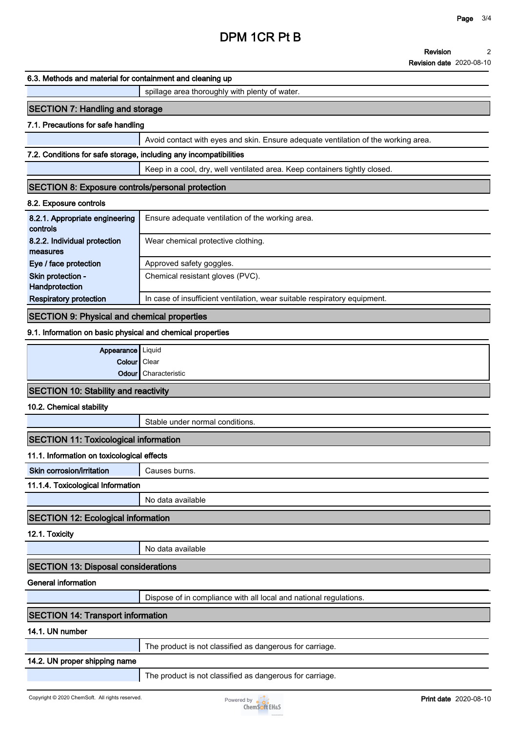### 6.3. Methods and material for containment and cleaning up

| | |
|---|---|
| | spillage area thoroughly with plenty of water. |

## SECTION 7: Handling and storage

### 7.1. Precautions for safe handling

| | |
|---|---|
| | Avoid contact with eyes and skin. Ensure adequate ventilation of the working area. |

### 7.2. Conditions for safe storage, including any incompatibilities

| | |
|---|---|
| | Keep in a cool, dry, well ventilated area. Keep containers tightly closed. |

## SECTION 8: Exposure controls/personal protection

### 8.2. Exposure controls

| | |
|---|---|
| **8.2.1. Appropriate engineering controls** | Ensure adequate ventilation of the working area. |
| **8.2.2. Individual protection measures** | Wear chemical protective clothing. |
| **Eye / face protection** | Approved safety goggles. |
| **Skin protection - Handprotection** | Chemical resistant gloves (PVC). |
| **Respiratory protection** | In case of insufficient ventilation, wear suitable respiratory equipment. |

## SECTION 9: Physical and chemical properties

### 9.1. Information on basic physical and chemical properties

| | |
|---|---|
| **Appearance** | Liquid |
| **Colour** | Clear |
| **Odour** | Characteristic |

## SECTION 10: Stability and reactivity

### 10.2. Chemical stability

| | |
|---|---|
| | Stable under normal conditions. |

## SECTION 11: Toxicological information

### 11.1. Information on toxicological effects

| | |
|---|---|
| **Skin corrosion/irritation** | Causes burns. |

### 11.1.4. Toxicological Information

| | |
|---|---|
| | No data available |

## SECTION 12: Ecological information

### 12.1. Toxicity

| | |
|---|---|
| | No data available |

## SECTION 13: Disposal considerations

### General information

| | |
|---|---|
| | Dispose of in compliance with all local and national regulations. |

## SECTION 14: Transport information

### 14.1. UN number

| | |
|---|---|
| | The product is not classified as dangerous for carriage. |

### 14.2. UN proper shipping name

| | |
|---|---|
| | The product is not classified as dangerous for carriage. |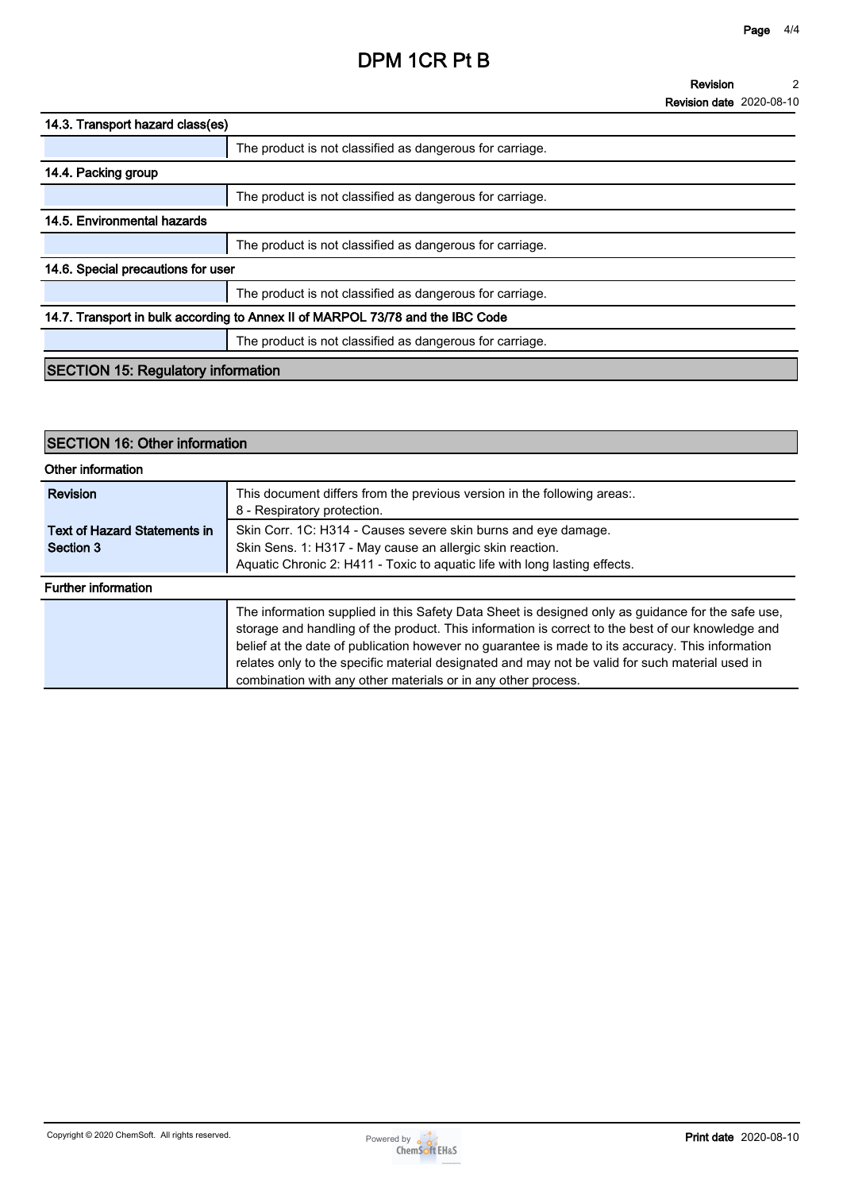### 14.3. Transport hazard class(es)

| | |
|---|---|
| | The product is not classified as dangerous for carriage. |

### 14.4. Packing group

| | |
|---|---|
| | The product is not classified as dangerous for carriage. |

### 14.5. Environmental hazards

| | |
|---|---|
| | The product is not classified as dangerous for carriage. |

### 14.6. Special precautions for user

| | |
|---|---|
| | The product is not classified as dangerous for carriage. |

### 14.7. Transport in bulk according to Annex II of MARPOL 73/78 and the IBC Code

| | |
|---|---|
| | The product is not classified as dangerous for carriage. |

## SECTION 15: Regulatory information

## SECTION 16: Other information

### Other information

| | |
|---|---|
| **Revision** | This document differs from the previous version in the following areas:.<br>8 - Respiratory protection. |
| **Text of Hazard Statements in Section 3** | Skin Corr. 1C: H314 - Causes severe skin burns and eye damage.<br>Skin Sens. 1: H317 - May cause an allergic skin reaction.<br>Aquatic Chronic 2: H411 - Toxic to aquatic life with long lasting effects. |

### Further information

| | |
|---|---|
| | The information supplied in this Safety Data Sheet is designed only as guidance for the safe use, storage and handling of the product. This information is correct to the best of our knowledge and belief at the date of publication however no guarantee is made to its accuracy. This information relates only to the specific material designated and may not be valid for such material used in combination with any other materials or in any other process. |